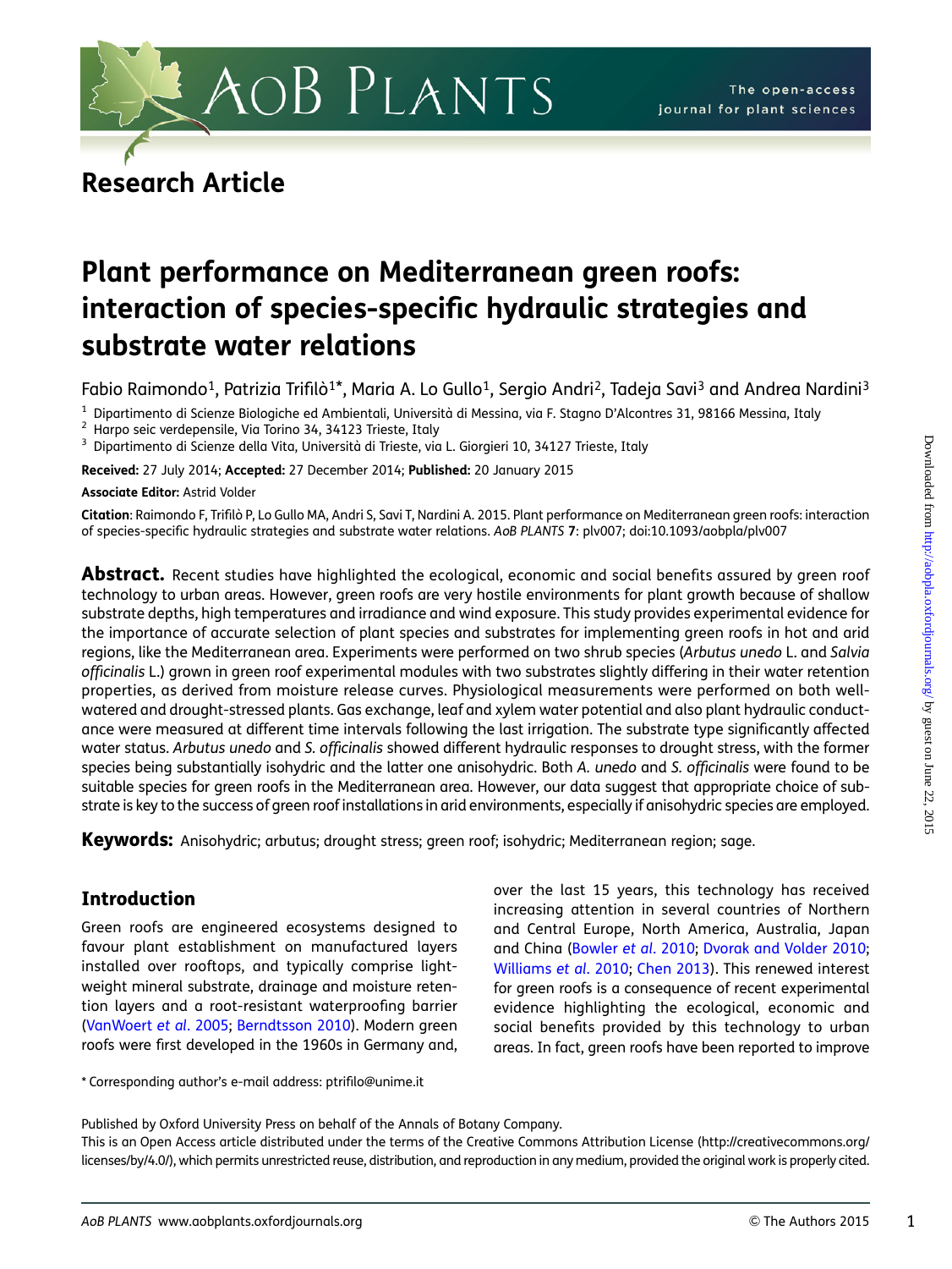Research Article

# Plant performance on Mediterranean green roofs: interaction of species-specific hydraulic strategies and substrate water relations

Fabio Raimondo[1], Patrizia Trifilò[1]*, Maria A. Lo Gullo[1], Sergio Andri[2], Tadeja Savi[3] and Andrea Nardini[3]

[1] Dipartimento di Scienze Biologiche ed Ambientali, Università di Messina, via F. Stagno D'Alcontres 31, 98166 Messina, Italy
[2] Harpo seic verdepensile, Via Torino 34, 34123 Trieste, Italy
[3] Dipartimento di Scienze della Vita, Università di Trieste, via L. Giorgieri 10, 34127 Trieste, Italy

**Received:** 27 July 2014; **Accepted:** 27 December 2014; **Published:** 20 January 2015

**Associate Editor:** Astrid Volder

**Citation**: Raimondo F, Trifilò P, Lo Gullo MA, Andri S, Savi T, Nardini A. 2015. Plant performance on Mediterranean green roofs: interaction of species-specific hydraulic strategies and substrate water relations. *AoB PLANTS* **7**: plv007; doi:10.1093/aobpla/plv007

**Abstract.** Recent studies have highlighted the ecological, economic and social benefits assured by green roof technology to urban areas. However, green roofs are very hostile environments for plant growth because of shallow substrate depths, high temperatures and irradiance and wind exposure. This study provides experimental evidence for the importance of accurate selection of plant species and substrates for implementing green roofs in hot and arid regions, like the Mediterranean area. Experiments were performed on two shrub species (*Arbutus unedo* L. and *Salvia officinalis* L.) grown in green roof experimental modules with two substrates slightly differing in their water retention properties, as derived from moisture release curves. Physiological measurements were performed on both well-watered and drought-stressed plants. Gas exchange, leaf and xylem water potential and also plant hydraulic conductance were measured at different time intervals following the last irrigation. The substrate type significantly affected water status. *Arbutus unedo* and *S. officinalis* showed different hydraulic responses to drought stress, with the former species being substantially isohydric and the latter one anisohydric. Both *A. unedo* and *S. officinalis* were found to be suitable species for green roofs in the Mediterranean area. However, our data suggest that appropriate choice of substrate is key to the success of green roof installations in arid environments, especially if anisohydric species are employed.

**Keywords:** Anisohydric; arbutus; drought stress; green roof; isohydric; Mediterranean region; sage.

## Introduction

Green roofs are engineered ecosystems designed to favour plant establishment on manufactured layers installed over rooftops, and typically comprise lightweight mineral substrate, drainage and moisture retention layers and a root-resistant waterproofing barrier (VanWoert *et al*. 2005; Berndtsson 2010). Modern green roofs were first developed in the 1960s in Germany and, over the last 15 years, this technology has received increasing attention in several countries of Northern and Central Europe, North America, Australia, Japan and China (Bowler *et al*. 2010; Dvorak and Volder 2010; Williams *et al*. 2010; Chen 2013). This renewed interest for green roofs is a consequence of recent experimental evidence highlighting the ecological, economic and social benefits provided by this technology to urban areas. In fact, green roofs have been reported to improve

* Corresponding author's e-mail address: ptrifilo@unime.it

Published by Oxford University Press on behalf of the Annals of Botany Company.
This is an Open Access article distributed under the terms of the Creative Commons Attribution License (http://creativecommons.org/licenses/by/4.0/), which permits unrestricted reuse, distribution, and reproduction in any medium, provided the original work is properly cited.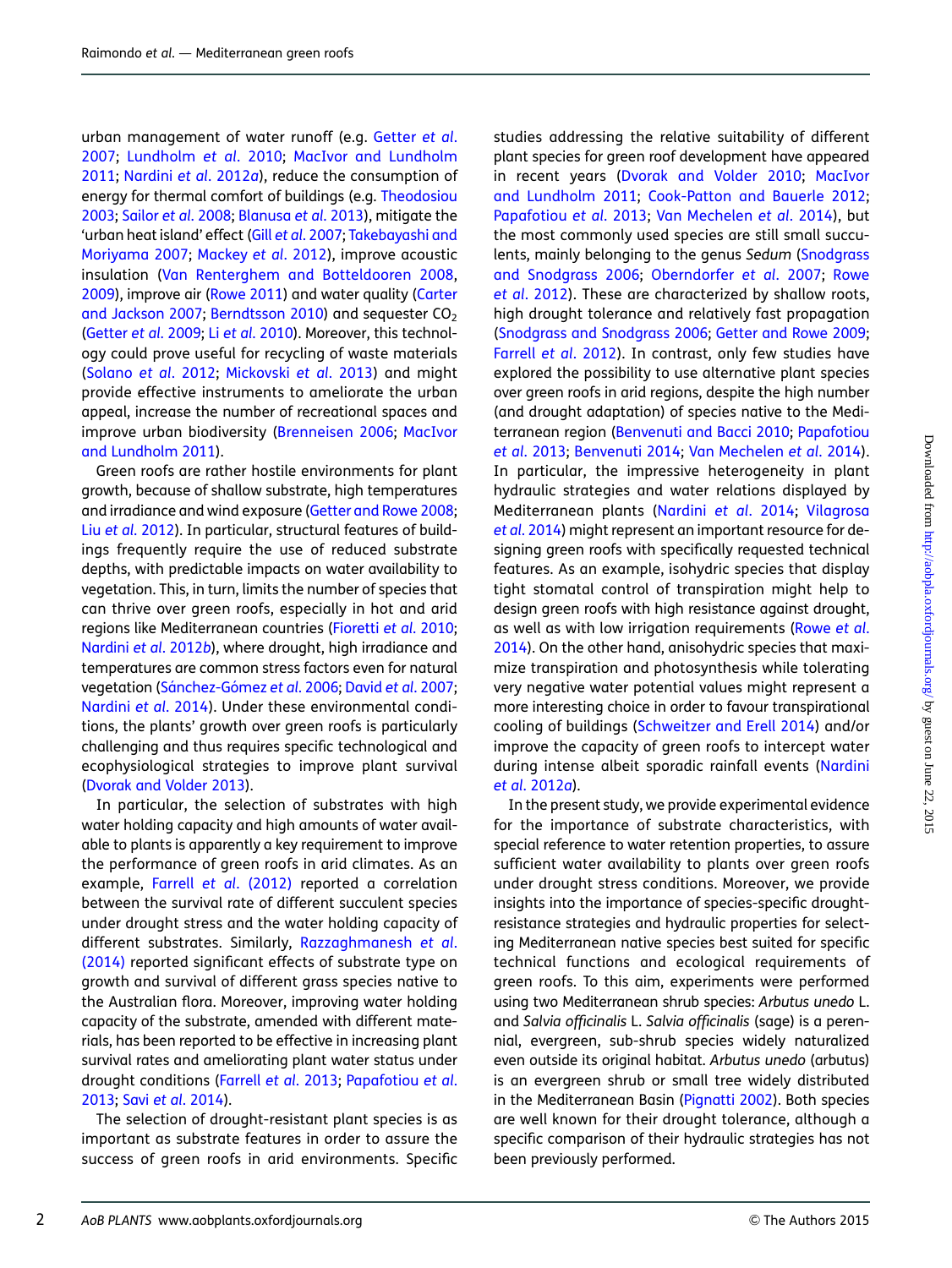urban management of water runoff (e.g. Getter *et al.* 2007; Lundholm *et al.* 2010; MacIvor and Lundholm 2011; Nardini *et al.* 2012*a*), reduce the consumption of energy for thermal comfort of buildings (e.g. Theodosiou 2003; Sailor *et al.* 2008; Blanusa *et al.* 2013), mitigate the 'urban heat island' effect (Gill *et al.* 2007; Takebayashi and Moriyama 2007; Mackey *et al.* 2012), improve acoustic insulation (Van Renterghem and Botteldooren 2008, 2009), improve air (Rowe 2011) and water quality (Carter and Jackson 2007; Berndtsson 2010) and sequester $CO_2$ (Getter *et al.* 2009; Li *et al.* 2010). Moreover, this technology could prove useful for recycling of waste materials (Solano *et al.* 2012; Mickovski *et al.* 2013) and might provide effective instruments to ameliorate the urban appeal, increase the number of recreational spaces and improve urban biodiversity (Brenneisen 2006; MacIvor and Lundholm 2011).

Green roofs are rather hostile environments for plant growth, because of shallow substrate, high temperatures and irradiance and wind exposure (Getter and Rowe 2008; Liu *et al.* 2012). In particular, structural features of buildings frequently require the use of reduced substrate depths, with predictable impacts on water availability to vegetation. This, in turn, limits the number of species that can thrive over green roofs, especially in hot and arid regions like Mediterranean countries (Fioretti *et al.* 2010; Nardini *et al.* 2012*b*), where drought, high irradiance and temperatures are common stress factors even for natural vegetation (Sánchez-Gómez *et al.* 2006; David *et al.* 2007; Nardini *et al.* 2014). Under these environmental conditions, the plants' growth over green roofs is particularly challenging and thus requires specific technological and ecophysiological strategies to improve plant survival (Dvorak and Volder 2013).

In particular, the selection of substrates with high water holding capacity and high amounts of water available to plants is apparently a key requirement to improve the performance of green roofs in arid climates. As an example, Farrell *et al.* (2012) reported a correlation between the survival rate of different succulent species under drought stress and the water holding capacity of different substrates. Similarly, Razzaghmanesh *et al.* (2014) reported significant effects of substrate type on growth and survival of different grass species native to the Australian flora. Moreover, improving water holding capacity of the substrate, amended with different materials, has been reported to be effective in increasing plant survival rates and ameliorating plant water status under drought conditions (Farrell *et al.* 2013; Papafotiou *et al.* 2013; Savi *et al.* 2014).

The selection of drought-resistant plant species is as important as substrate features in order to assure the success of green roofs in arid environments. Specific studies addressing the relative suitability of different plant species for green roof development have appeared in recent years (Dvorak and Volder 2010; MacIvor and Lundholm 2011; Cook-Patton and Bauerle 2012; Papafotiou *et al.* 2013; Van Mechelen *et al.* 2014), but the most commonly used species are still small succulents, mainly belonging to the genus *Sedum* (Snodgrass and Snodgrass 2006; Oberndorfer *et al.* 2007; Rowe *et al.* 2012). These are characterized by shallow roots, high drought tolerance and relatively fast propagation (Snodgrass and Snodgrass 2006; Getter and Rowe 2009; Farrell *et al.* 2012). In contrast, only few studies have explored the possibility to use alternative plant species over green roofs in arid regions, despite the high number (and drought adaptation) of species native to the Mediterranean region (Benvenuti and Bacci 2010; Papafotiou *et al.* 2013; Benvenuti 2014; Van Mechelen *et al.* 2014). In particular, the impressive heterogeneity in plant hydraulic strategies and water relations displayed by Mediterranean plants (Nardini *et al.* 2014; Vilagrosa *et al.* 2014) might represent an important resource for designing green roofs with specifically requested technical features. As an example, isohydric species that display tight stomatal control of transpiration might help to design green roofs with high resistance against drought, as well as with low irrigation requirements (Rowe *et al.* 2014). On the other hand, anisohydric species that maximize transpiration and photosynthesis while tolerating very negative water potential values might represent a more interesting choice in order to favour transpirational cooling of buildings (Schweitzer and Erell 2014) and/or improve the capacity of green roofs to intercept water during intense albeit sporadic rainfall events (Nardini *et al.* 2012*a*).

In the present study, we provide experimental evidence for the importance of substrate characteristics, with special reference to water retention properties, to assure sufficient water availability to plants over green roofs under drought stress conditions. Moreover, we provide insights into the importance of species-specific drought-resistance strategies and hydraulic properties for selecting Mediterranean native species best suited for specific technical functions and ecological requirements of green roofs. To this aim, experiments were performed using two Mediterranean shrub species: *Arbutus unedo* L. and *Salvia officinalis* L. *Salvia officinalis* (sage) is a perennial, evergreen, sub-shrub species widely naturalized even outside its original habitat. *Arbutus unedo* (arbutus) is an evergreen shrub or small tree widely distributed in the Mediterranean Basin (Pignatti 2002). Both species are well known for their drought tolerance, although a specific comparison of their hydraulic strategies has not been previously performed.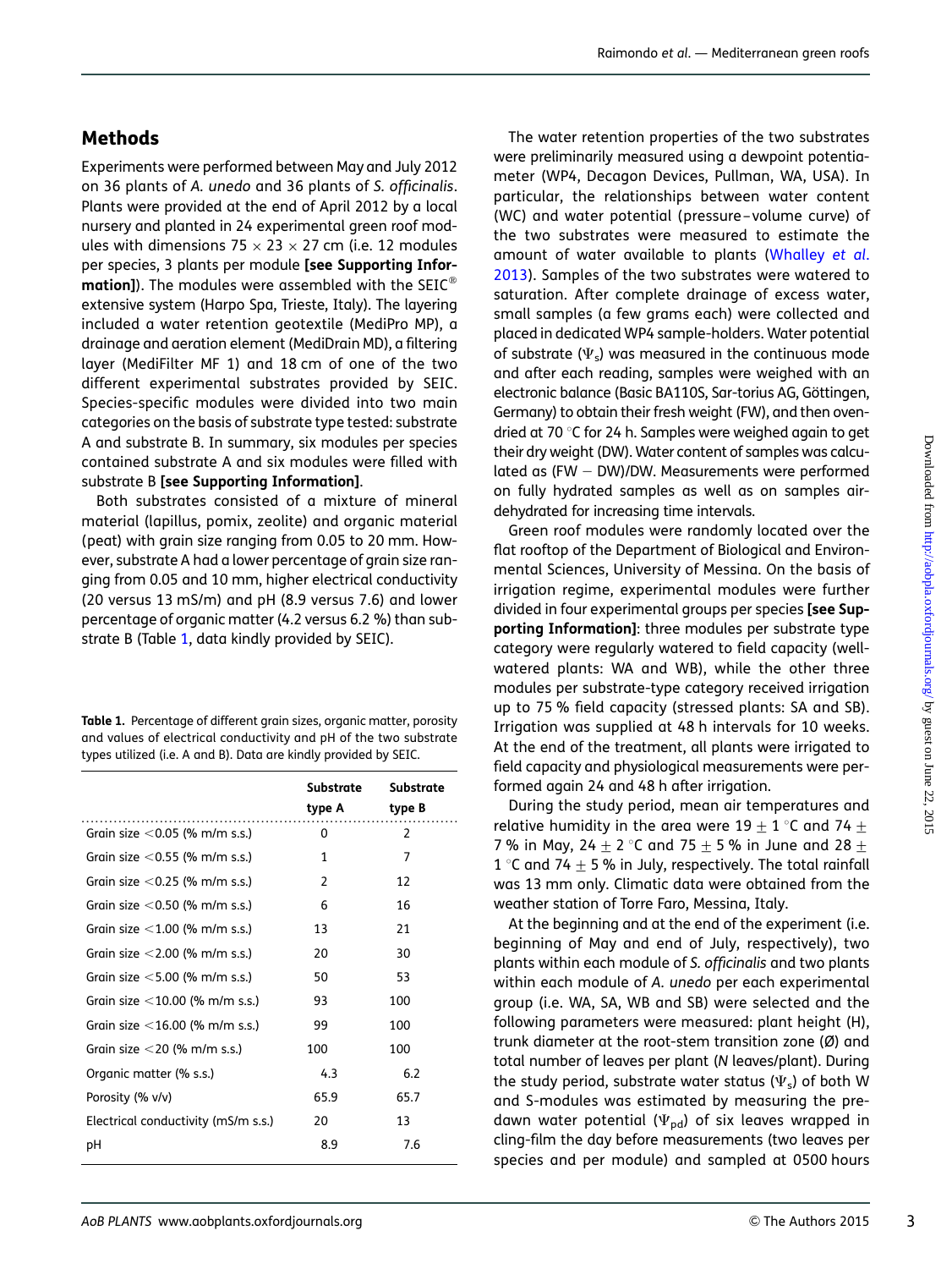## Methods

Experiments were performed between May and July 2012 on 36 plants of *A. unedo* and 36 plants of *S. officinalis*. Plants were provided at the end of April 2012 by a local nursery and planted in 24 experimental green roof modules with dimensions 75 × 23 × 27 cm (i.e. 12 modules per species, 3 plants per module **[see Supporting Information]**). The modules were assembled with the SEIC® extensive system (Harpo Spa, Trieste, Italy). The layering included a water retention geotextile (MediPro MP), a drainage and aeration element (MediDrain MD), a filtering layer (MediFilter MF 1) and 18 cm of one of the two different experimental substrates provided by SEIC. Species-specific modules were divided into two main categories on the basis of substrate type tested: substrate A and substrate B. In summary, six modules per species contained substrate A and six modules were filled with substrate B **[see Supporting Information]**.

Both substrates consisted of a mixture of mineral material (lapillus, pomix, zeolite) and organic material (peat) with grain size ranging from 0.05 to 20 mm. However, substrate A had a lower percentage of grain size ranging from 0.05 and 10 mm, higher electrical conductivity (20 versus 13 mS/m) and pH (9.2 versus 7.6) and lower percentage of organic matter (4.2 versus 6.2 %) than substrate B (Table 1, data kindly provided by SEIC).

**Table 1.** Percentage of different grain sizes, organic matter, porosity and values of electrical conductivity and pH of the two substrate types utilized (i.e. A and B). Data are kindly provided by SEIC.

| | Substrate type A | Substrate type B |
|---|---|---|
| Grain size <0.05 (% m/m s.s.) | 0 | 2 |
| Grain size <0.55 (% m/m s.s.) | 1 | 7 |
| Grain size <0.25 (% m/m s.s.) | 2 | 12 |
| Grain size <0.50 (% m/m s.s.) | 6 | 16 |
| Grain size <1.00 (% m/m s.s.) | 13 | 21 |
| Grain size <2.00 (% m/m s.s.) | 20 | 30 |
| Grain size <5.00 (% m/m s.s.) | 50 | 53 |
| Grain size <10.00 (% m/m s.s.) | 93 | 100 |
| Grain size <16.00 (% m/m s.s.) | 99 | 100 |
| Grain size <20 (% m/m s.s.) | 100 | 100 |
| Organic matter (% s.s.) | 4.3 | 6.2 |
| Porosity (% v/v) | 65.9 | 65.7 |
| Electrical conductivity (mS/m s.s.) | 20 | 13 |
| pH | 8.9 | 7.6 |

The water retention properties of the two substrates were preliminarily measured using a dewpoint potentiameter (WP4, Decagon Devices, Pullman, WA, USA). In particular, the relationships between water content (WC) and water potential (pressure–volume curve) of the two substrates were measured to estimate the amount of water available to plants (Whalley *et al.* 2013). Samples of the two substrates were watered to saturation. After complete drainage of excess water, small samples (a few grams each) were collected and placed in dedicated WP4 sample-holders. Water potential of substrate ($\Psi_s$) was measured in the continuous mode and after each reading, samples were weighed with an electronic balance (Basic BA110S, Sar-torius AG, Göttingen, Germany) to obtain their fresh weight (FW), and then oven-dried at 70 °C for 24 h. Samples were weighed again to get their dry weight (DW). Water content of samples was calculated as (FW − DW)/DW. Measurements were performed on fully hydrated samples as well as on samples air-dehydrated for increasing time intervals.

Green roof modules were randomly located over the flat rooftop of the Department of Biological and Environmental Sciences, University of Messina. On the basis of irrigation regime, experimental modules were further divided in four experimental groups per species **[see Supporting Information]**: three modules per substrate type category were regularly watered to field capacity (well-watered plants: WA and WB), while the other three modules per substrate-type category received irrigation up to 75 % field capacity (stressed plants: SA and SB). Irrigation was supplied at 48 h intervals for 10 weeks. At the end of the treatment, all plants were irrigated to field capacity and physiological measurements were performed again 24 and 48 h after irrigation.

During the study period, mean air temperatures and relative humidity in the area were 19 ± 1 °C and 74 ± 7 % in May, 24 ± 2 °C and 75 ± 5 % in June and 28 ± 1 °C and 74 ± 5 % in July, respectively. The total rainfall was 13 mm only. Climatic data were obtained from the weather station of Torre Faro, Messina, Italy.

At the beginning and at the end of the experiment (i.e. beginning of May and end of July, respectively), two plants within each module of *S. officinalis* and two plants within each module of *A. unedo* per each experimental group (i.e. WA, SA, WB and SB) were selected and the following parameters were measured: plant height (H), trunk diameter at the root-stem transition zone (Ø) and total number of leaves per plant (*N* leaves/plant). During the study period, substrate water status ($\Psi_s$) of both W and S-modules was estimated by measuring the pre-dawn water potential ($\Psi_{pd}$) of six leaves wrapped in cling-film the day before measurements (two leaves per species and per module) and sampled at 0500 hours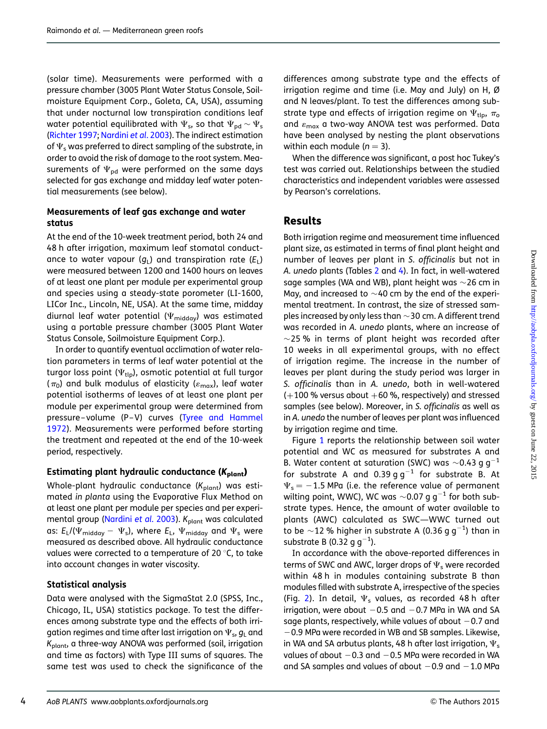(solar time). Measurements were performed with a pressure chamber (3005 Plant Water Status Console, Soilmoisture Equipment Corp., Goleta, CA, USA), assuming that under nocturnal low transpiration conditions leaf water potential equilibrated with $\Psi_s$, so that $\Psi_{pd} \sim \Psi_s$ (Richter 1997; Nardini *et al.* 2003). The indirect estimation of $\Psi_s$ was preferred to direct sampling of the substrate, in order to avoid the risk of damage to the root system. Measurements of $\Psi_{pd}$ were performed on the same days selected for gas exchange and midday leaf water potential measurements (see below).

### Measurements of leaf gas exchange and water status

At the end of the 10-week treatment period, both 24 and 48 h after irrigation, maximum leaf stomatal conductance to water vapour ($g_L$) and transpiration rate ($E_L$) were measured between 1200 and 1400 hours on leaves of at least one plant per module per experimental group and species using a steady-state porometer (LI-1600, LICor Inc., Lincoln, NE, USA). At the same time, midday diurnal leaf water potential ($\Psi_{midday}$) was estimated using a portable pressure chamber (3005 Plant Water Status Console, Soilmoisture Equipment Corp.).

In order to quantify eventual acclimation of water relation parameters in terms of leaf water potential at the turgor loss point ($\Psi_{tlp}$), osmotic potential at full turgor ($\pi_0$) and bulk modulus of elasticity ($\varepsilon_{max}$), leaf water potential isotherms of leaves of at least one plant per module per experimental group were determined from pressure–volume (P–V) curves (Tyree and Hammel 1972). Measurements were performed before starting the treatment and repeated at the end of the 10-week period, respectively.

### Estimating plant hydraulic conductance ($K_{plant}$)

Whole-plant hydraulic conductance ($K_{plant}$) was estimated *in planta* using the Evaporative Flux Method on at least one plant per module per species and per experimental group (Nardini *et al.* 2003). $K_{plant}$ was calculated as: $E_L/(\Psi_{midday} - \Psi_s)$, where $E_L$, $\Psi_{midday}$ and $\Psi_s$ were measured as described above. All hydraulic conductance values were corrected to a temperature of 20 °C, to take into account changes in water viscosity.

### Statistical analysis

Data were analysed with the SigmaStat 2.0 (SPSS, Inc., Chicago, IL, USA) statistics package. To test the differences among substrate type and the effects of both irrigation regimes and time after last irrigation on $\Psi_s$, $g_L$ and $K_{plant}$, a three-way ANOVA was performed (soil, irrigation and time as factors) with Type III sums of squares. The same test was used to check the significance of the differences among substrate type and the effects of irrigation regime and time (i.e. May and July) on H, Ø and N leaves/plant. To test the differences among substrate type and effects of irrigation regime on $\Psi_{tlp}$, $\pi_o$ and $\varepsilon_{max}$ a two-way ANOVA test was performed. Data have been analysed by nesting the plant observations within each module ($n = 3$).

When the difference was significant, a post hoc Tukey's test was carried out. Relationships between the studied characteristics and independent variables were assessed by Pearson's correlations.

## Results

Both irrigation regime and measurement time influenced plant size, as estimated in terms of final plant height and number of leaves per plant in *S. officinalis* but not in *A. unedo* plants (Tables 2 and 4). In fact, in well-watered sage samples (WA and WB), plant height was ~26 cm in May, and increased to ~40 cm by the end of the experimental treatment. In contrast, the size of stressed samples increased by only less than ~30 cm. A different trend was recorded in *A. unedo* plants, where an increase of ~25 % in terms of plant height was recorded after 10 weeks in all experimental groups, with no effect of irrigation regime. The increase in the number of leaves per plant during the study period was larger in *S. officinalis* than in *A. unedo*, both in well-watered (+100 % versus about +60 %, respectively) and stressed samples (see below). Moreover, in *S. officinalis* as well as in *A. unedo* the number of leaves per plant was influenced by irrigation regime and time.

Figure 1 reports the relationship between soil water potential and WC as measured for substrates A and B. Water content at saturation (SWC) was ~0.43 g g$^{-1}$ for substrate A and 0.39 g g$^{-1}$ for substrate B. At $\Psi_s = -1.5$ MPa (i.e. the reference value of permanent wilting point, WWC), WC was ~0.07 g g$^{-1}$ for both substrate types. Hence, the amount of water available to plants (AWC) calculated as SWC—WWC turned out to be ~12 % higher in substrate A (0.36 g g$^{-1}$) than in substrate B (0.32 g g$^{-1}$).

In accordance with the above-reported differences in terms of SWC and AWC, larger drops of $\Psi_s$ were recorded within 48 h in modules containing substrate B than modules filled with substrate A, irrespective of the species (Fig. 2). In detail, $\Psi_s$ values, as recorded 48 h after irrigation, were about −0.5 and −0.7 MPa in WA and SA sage plants, respectively, while values of about −0.7 and −0.9 MPa were recorded in WB and SB samples. Likewise, in WA and SA arbutus plants, 48 h after last irrigation, $\Psi_s$ values of about −0.3 and −0.5 MPa were recorded in WA and SA samples and values of about −0.9 and −1.0 MPa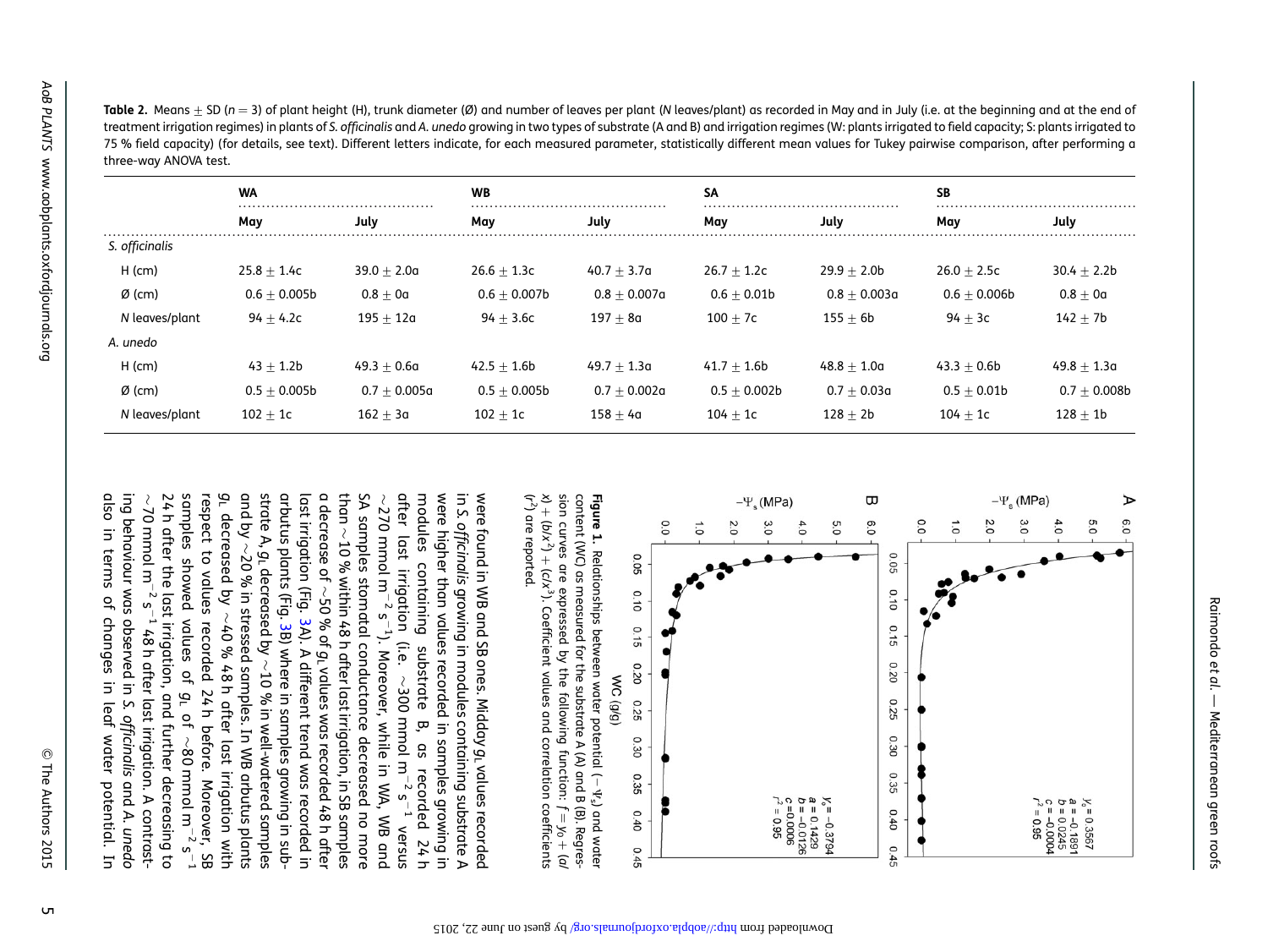**Table 2.** Means ± SD ($n = 3$) of plant height (H), trunk diameter (Ø) and number of leaves per plant (N leaves/plant) as recorded in May and in July (i.e. at the beginning and at the end of treatment irrigation regimes) in plants of *S. officinalis* and *A. unedo* growing in two types of substrate (A and B) and irrigation regimes (W: plants irrigated to field capacity; S: plants irrigated to 75 % field capacity) (for details, see text). Different letters indicate, for each measured parameter, statistically different mean values for Tukey pairwise comparison, after performing a three-way ANOVA test.

| | WA | | WB | | SA | | SB | |
|---|---|---|---|---|---|---|---|---|
| | May | July | May | July | May | July | May | July |
| *S. officinalis* | | | | | | | | |
| H (cm) | 25.8 ± 1.4c | 39.0 ± 2.0a | 26.6 ± 1.3c | 40.7 ± 3.7a | 26.7 ± 1.2c | 29.9 ± 2.0b | 26.0 ± 2.5c | 30.4 ± 2.2b |
| Ø (cm) | 0.6 ± 0.005b | 0.8 ± 0a | 0.6 ± 0.007b | 0.8 ± 0.007a | 0.6 ± 0.01b | 0.8 ± 0.003a | 0.6 ± 0.006b | 0.8 ± 0a |
| N leaves/plant | 94 ± 4.2c | 195 ± 12a | 94 ± 3.6c | 197 ± 8a | 100 ± 7c | 155 ± 6b | 94 ± 3c | 142 ± 7b |
| *A. unedo* | | | | | | | | |
| H (cm) | 43 ± 1.2b | 49.3 ± 0.6a | 42.5 ± 1.6b | 49.7 ± 1.3a | 41.7 ± 1.6b | 48.8 ± 1.0a | 43.3 ± 0.6b | 49.8 ± 1.3a |
| Ø (cm) | 0.5 ± 0.005b | 0.7 ± 0.005a | 0.5 ± 0.005b | 0.7 ± 0.002a | 0.5 ± 0.002b | 0.7 ± 0.03a | 0.5 ± 0.01b | 0.7 ± 0.008b |
| N leaves/plant | 102 ± 1c | 162 ± 3a | 102 ± 1c | 158 ± 4a | 104 ± 1c | 128 ± 2b | 104 ± 1c | 128 ± 1b |

**Figure 1.** Relationships between water potential ($-\Psi_s$) and water content (WC) as measured for the substrate A (A) and B (B). Regression curves are expressed by the following function: $f = y_0 + (a/x) + (b/x^2) + (c/x^3)$. Coefficient values and correlation coefficients ($r^2$) are reported.

were found in WB and SB ones. Midday $g_L$ values recorded in *S. officinalis* growing in modules containing substrate A were higher than values recorded in samples growing in modules containing substrate B, as recorded 24 h after last irrigation (i.e. ~300 mmol m$^{-2}$ s$^{-1}$ versus ~270 mmol m$^{-2}$ s$^{-1}$). Moreover, while in WA, WB and SA samples stomatal conductance decreased no more than ~10 % within 48 h after last irrigation, in SB samples a decrease of ~50 % of $g_L$ values was recorded 48 h after last irrigation (Fig. 3A). A different trend was recorded in arbutus plants (Fig. 3B) where in samples growing in substrate A, $g_L$ decreased by ~10 % in well-watered samples and by ~20 % in stressed samples. In WB arbutus plants $g_L$ decreased by ~40 % 48 h after last irrigation with respect to values recorded 24 h before. Moreover, SB samples showed values of $g_L$ of ~80 mmol m$^{-2}$ s$^{-1}$ 24 h after the last irrigation, and further decreasing to ~70 mmol m$^{-2}$ s$^{-1}$ 48 h after last irrigation. A contrasting behaviour was observed in *S. officinalis* and *A. unedo* also in terms of changes in leaf water potential. In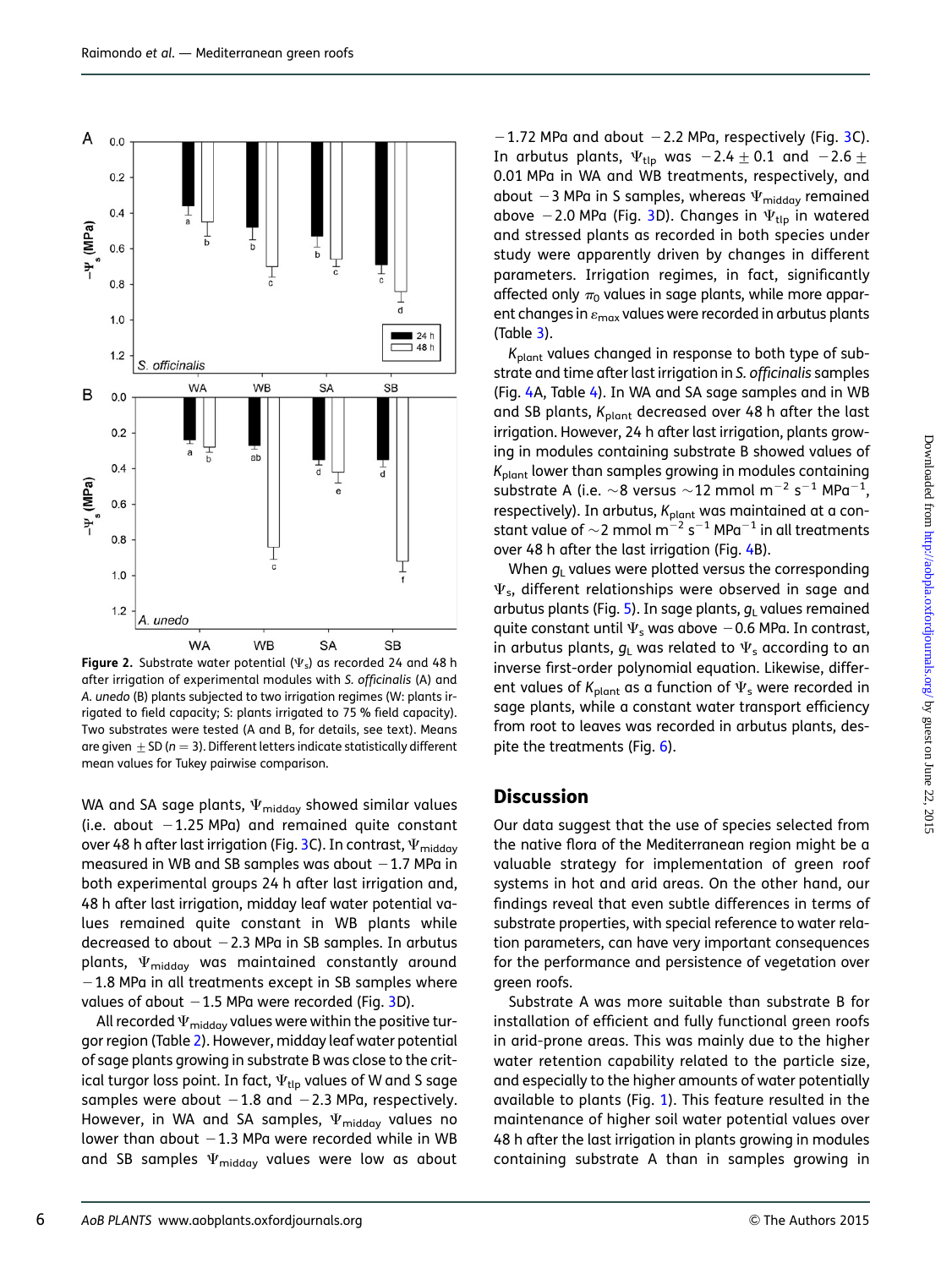**Figure 2.** Substrate water potential ($\Psi_s$) as recorded 24 and 48 h after irrigation of experimental modules with *S. officinalis* (A) and *A. unedo* (B) plants subjected to two irrigation regimes (W: plants irrigated to field capacity; S: plants irrigated to 75 % field capacity). Two substrates were tested (A and B, for details, see text). Means are given $\pm$ SD ($n = 3$). Different letters indicate statistically different mean values for Tukey pairwise comparison.

WA and SA sage plants, $\Psi_{midday}$ showed similar values (i.e. about $-1.25$ MPa) and remained quite constant over 48 h after last irrigation (Fig. 3C). In contrast, $\Psi_{midday}$ measured in WB and SB samples was about $-1.7$ MPa in both experimental groups 24 h after last irrigation and, 48 h after last irrigation, midday leaf water potential values remained quite constant in WB plants while decreased to about $-2.3$ MPa in SB samples. In arbutus plants, $\Psi_{midday}$ was maintained constantly around $-1.8$ MPa in all treatments except in SB samples where values of about $-1.5$ MPa were recorded (Fig. 3D).

All recorded $\Psi_{midday}$ values were within the positive turgor region (Table 2). However, midday leaf water potential of sage plants growing in substrate B was close to the critical turgor loss point. In fact, $\Psi_{tlp}$ values of W and S sage samples were about $-1.8$ and $-2.3$ MPa, respectively. However, in WA and SA samples, $\Psi_{midday}$ values no lower than about $-1.3$ MPa were recorded while in WB and SB samples $\Psi_{midday}$ values were low as about $-1.72$ MPa and about $-2.2$ MPa, respectively (Fig. 3C). In arbutus plants, $\Psi_{tlp}$ was $-2.4 \pm 0.1$ and $-2.6 \pm 0.01$ MPa in WA and WB treatments, respectively, and about $-3$ MPa in S samples, whereas $\Psi_{midday}$ remained above $-2.0$ MPa (Fig. 3D). Changes in $\Psi_{tlp}$ in watered and stressed plants as recorded in both species under study were apparently driven by changes in different parameters. Irrigation regimes, in fact, significantly affected only $\pi_0$ values in sage plants, while more apparent changes in $\varepsilon_{max}$ values were recorded in arbutus plants (Table 3).

$K_{plant}$ values changed in response to both type of substrate and time after last irrigation in *S. officinalis* samples (Fig. 4A, Table 4). In WA and SA sage samples and in WB and SB plants, $K_{plant}$ decreased over 48 h after the last irrigation. However, 24 h after last irrigation, plants growing in modules containing substrate B showed values of $K_{plant}$ lower than samples growing in modules containing substrate A (i.e. ~8 versus ~12 mmol $m^{-2}$ $s^{-1}$ $MPa^{-1}$, respectively). In arbutus, $K_{plant}$ was maintained at a constant value of ~2 mmol $m^{-2}$ $s^{-1}$ $MPa^{-1}$ in all treatments over 48 h after the last irrigation (Fig. 4B).

When $g_L$ values were plotted versus the corresponding $\Psi_s$, different relationships were observed in sage and arbutus plants (Fig. 5). In sage plants, $g_L$ values remained quite constant until $\Psi_s$ was above $-0.6$ MPa. In contrast, in arbutus plants, $g_L$ was related to $\Psi_s$ according to an inverse first-order polynomial equation. Likewise, different values of $K_{plant}$ as a function of $\Psi_s$ were recorded in sage plants, while a constant water transport efficiency from root to leaves was recorded in arbutus plants, despite the treatments (Fig. 6).

## Discussion

Our data suggest that the use of species selected from the native flora of the Mediterranean region might be a valuable strategy for implementation of green roof systems in hot and arid areas. On the other hand, our findings reveal that even subtle differences in terms of substrate properties, with special reference to water relation parameters, can have very important consequences for the performance and persistence of vegetation over green roofs.

Substrate A was more suitable than substrate B for installation of efficient and fully functional green roofs in arid-prone areas. This was mainly due to the higher water retention capability related to the particle size, and especially to the higher amounts of water potentially available to plants (Fig. 1). This feature resulted in the maintenance of higher soil water potential values over 48 h after the last irrigation in plants growing in modules containing substrate A than in samples growing in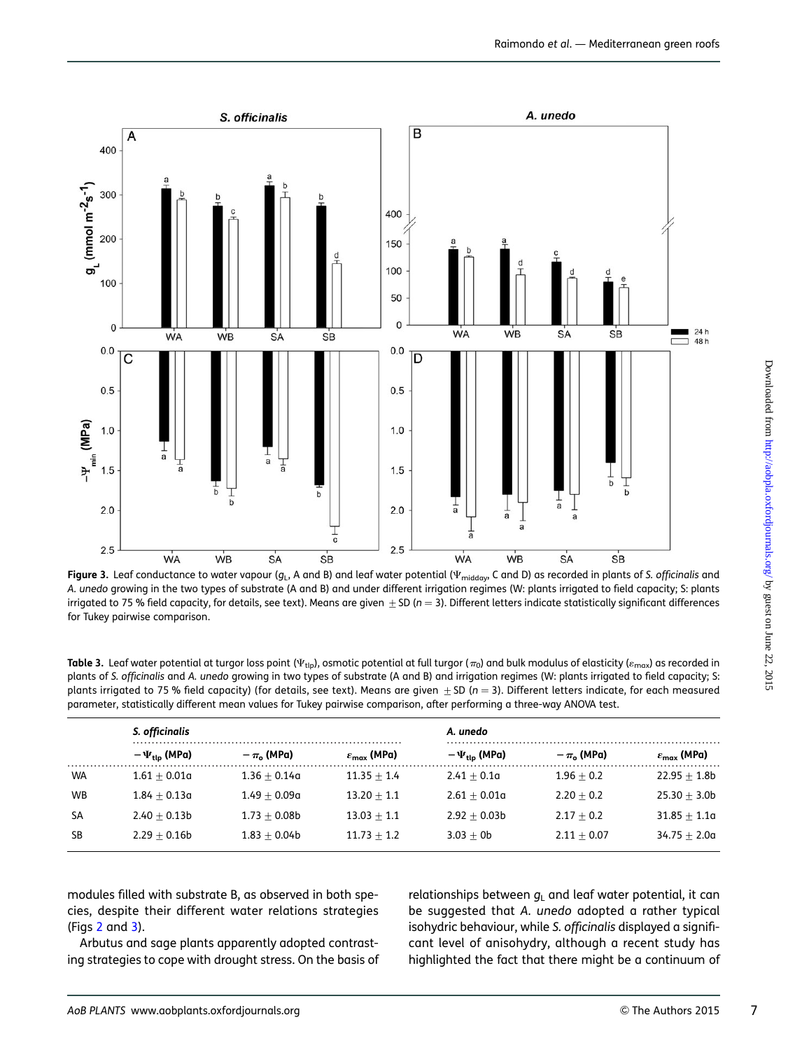**Figure 3.** Leaf conductance to water vapour ($g_L$, A and B) and leaf water potential ($\Psi_{midday}$, C and D) as recorded in plants of *S. officinalis* and *A. unedo* growing in the two types of substrate (A and B) and under different irrigation regimes (W: plants irrigated to field capacity; S: plants irrigated to 75 % field capacity, for details, see text). Means are given ± SD ($n = 3$). Different letters indicate statistically significant differences for Tukey pairwise comparison.

**Table 3.** Leaf water potential at turgor loss point ($\Psi_{tlp}$), osmotic potential at full turgor ($\pi_o$) and bulk modulus of elasticity ($\varepsilon_{max}$) as recorded in plants of *S. officinalis* and *A. unedo* growing in two types of substrate (A and B) and irrigation regimes (W: plants irrigated to field capacity; S: plants irrigated to 75 % field capacity) (for details, see text). Means are given ± SD ($n = 3$). Different letters indicate, for each measured parameter, statistically different mean values for Tukey pairwise comparison, after performing a three-way ANOVA test.

| | *S. officinalis* | | | *A. unedo* | | |
|---|---|---|---|---|---|---|
| | $-\Psi_{tlp}$ (MPa) | $-\pi_o$ (MPa) | $\varepsilon_{max}$ (MPa) | $-\Psi_{tlp}$ (MPa) | $-\pi_o$ (MPa) | $\varepsilon_{max}$ (MPa) |
| WA | 1.61 ± 0.01a | 1.36 ± 0.14a | 11.35 ± 1.4 | 2.41 ± 0.1a | 1.96 ± 0.2 | 22.95 ± 1.8b |
| WB | 1.84 ± 0.13a | 1.49 ± 0.09a | 13.20 ± 1.1 | 2.61 ± 0.01a | 2.20 ± 0.2 | 25.30 ± 3.0b |
| SA | 2.40 ± 0.13b | 1.73 ± 0.08b | 13.03 ± 1.1 | 2.92 ± 0.03b | 2.17 ± 0.2 | 31.85 ± 1.1a |
| SB | 2.29 ± 0.16b | 1.83 ± 0.04b | 11.73 ± 1.2 | 3.03 ± 0b | 2.11 ± 0.07 | 34.75 ± 2.0a |

modules filled with substrate B, as observed in both species, despite their different water relations strategies (Figs 2 and 3).

Arbutus and sage plants apparently adopted contrasting strategies to cope with drought stress. On the basis of relationships between $g_L$ and leaf water potential, it can be suggested that *A. unedo* adopted a rather typical isohydric behaviour, while *S. officinalis* displayed a significant level of anisohydry, although a recent study has highlighted the fact that there might be a continuum of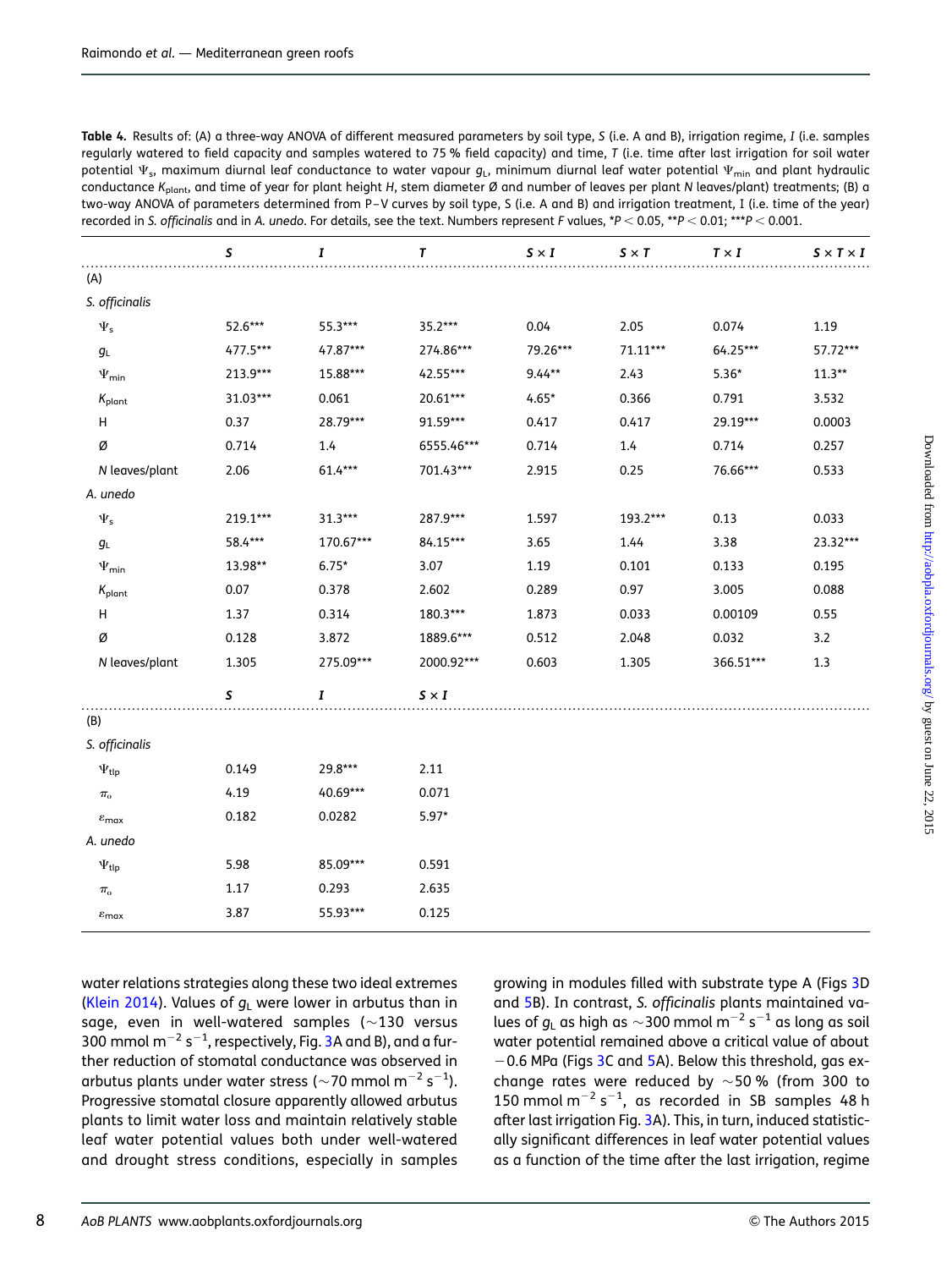**Table 4.** Results of: (A) a three-way ANOVA of different measured parameters by soil type, *S* (i.e. A and B), irrigation regime, *I* (i.e. samples regularly watered to field capacity and samples watered to 75 % field capacity) and time, *T* (i.e. time after last irrigation for soil water potential $\Psi_s$, maximum diurnal leaf conductance to water vapour $g_L$, minimum diurnal leaf water potential $\Psi_{min}$ and plant hydraulic conductance $K_{plant}$, and time of year for plant height *H*, stem diameter Ø and number of leaves per plant *N* leaves/plant) treatments; (B) a two-way ANOVA of parameters determined from P–V curves by soil type, S (i.e. A and B) and irrigation treatment, I (i.e. time of the year) recorded in *S. officinalis* and in *A. unedo*. For details, see the text. Numbers represent *F* values, *$P < 0.05$, **$P < 0.01$; ***$P < 0.001$.

| | *S* | *I* | *T* | *S* × *I* | *S* × *T* | *T* × *I* | *S* × *T* × *I* |
|---|---|---|---|---|---|---|---|
| (A) | | | | | | | |
| *S. officinalis* | | | | | | | |
| $\Psi_s$ | 52.6*** | 55.3*** | 35.2*** | 0.04 | 2.05 | 0.074 | 1.19 |
| $g_L$ | 477.5*** | 47.87*** | 274.86*** | 79.26*** | 71.11*** | 64.25*** | 57.72*** |
| $\Psi_{min}$ | 213.9*** | 15.88*** | 42.55*** | 9.44** | 2.43 | 5.36* | 11.3** |
| $K_{plant}$ | 31.03*** | 0.061 | 20.61*** | 4.65* | 0.366 | 0.791 | 3.532 |
| H | 0.37 | 28.79*** | 91.59*** | 0.417 | 0.417 | 29.19*** | 0.0003 |
| Ø | 0.714 | 1.4 | 6555.46*** | 0.714 | 1.4 | 0.714 | 0.257 |
| *N* leaves/plant | 2.06 | 61.4*** | 701.43*** | 2.915 | 0.25 | 76.66*** | 0.533 |
| *A. unedo* | | | | | | | |
| $\Psi_s$ | 219.1*** | 31.3*** | 287.9*** | 1.597 | 193.2*** | 0.13 | 0.033 |
| $g_L$ | 58.4*** | 170.67*** | 84.15*** | 3.65 | 1.44 | 3.38 | 23.32*** |
| $\Psi_{min}$ | 13.98** | 6.75* | 3.07 | 1.19 | 0.101 | 0.133 | 0.195 |
| $K_{plant}$ | 0.07 | 0.378 | 2.602 | 0.289 | 0.97 | 3.005 | 0.088 |
| H | 1.37 | 0.314 | 180.3*** | 1.873 | 0.033 | 0.00109 | 0.55 |
| Ø | 0.128 | 3.872 | 1889.6*** | 0.512 | 2.048 | 0.032 | 3.2 |
| *N* leaves/plant | 1.305 | 275.09*** | 2000.92*** | 0.603 | 1.305 | 366.51*** | 1.3 |
| | ***S*** | ***I*** | ***S* × *I*** | | | | |
| (B) | | | | | | | |
| *S. officinalis* | | | | | | | |
| $\Psi_{tlp}$ | 0.149 | 29.8*** | 2.11 | | | | |
| $\pi_o$ | 4.19 | 40.69*** | 0.071 | | | | |
| $\varepsilon_{max}$ | 0.182 | 0.0282 | 5.97* | | | | |
| *A. unedo* | | | | | | | |
| $\Psi_{tlp}$ | 5.98 | 85.09*** | 0.591 | | | | |
| $\pi_o$ | 1.17 | 0.293 | 2.635 | | | | |
| $\varepsilon_{max}$ | 3.87 | 55.93*** | 0.125 | | | | |

water relations strategies along these two ideal extremes (Klein 2014). Values of $g_L$ were lower in arbutus than in sage, even in well-watered samples (~130 versus 300 mmol m$^{-2}$ s$^{-1}$, respectively, Fig. 3A and B), and a further reduction of stomatal conductance was observed in arbutus plants under water stress (~70 mmol m$^{-2}$ s$^{-1}$). Progressive stomatal closure apparently allowed arbutus plants to limit water loss and maintain relatively stable leaf water potential values both under well-watered and drought stress conditions, especially in samples growing in modules filled with substrate type A (Figs 3D and 5B). In contrast, *S. officinalis* plants maintained values of $g_L$ as high as ~300 mmol m$^{-2}$ s$^{-1}$ as long as soil water potential remained above a critical value of about −0.6 MPa (Figs 3C and 5A). Below this threshold, gas exchange rates were reduced by ~50 % (from 300 to 150 mmol m$^{-2}$ s$^{-1}$, as recorded in SB samples 48 h after last irrigation Fig. 3A). This, in turn, induced statistically significant differences in leaf water potential values as a function of the time after the last irrigation, regime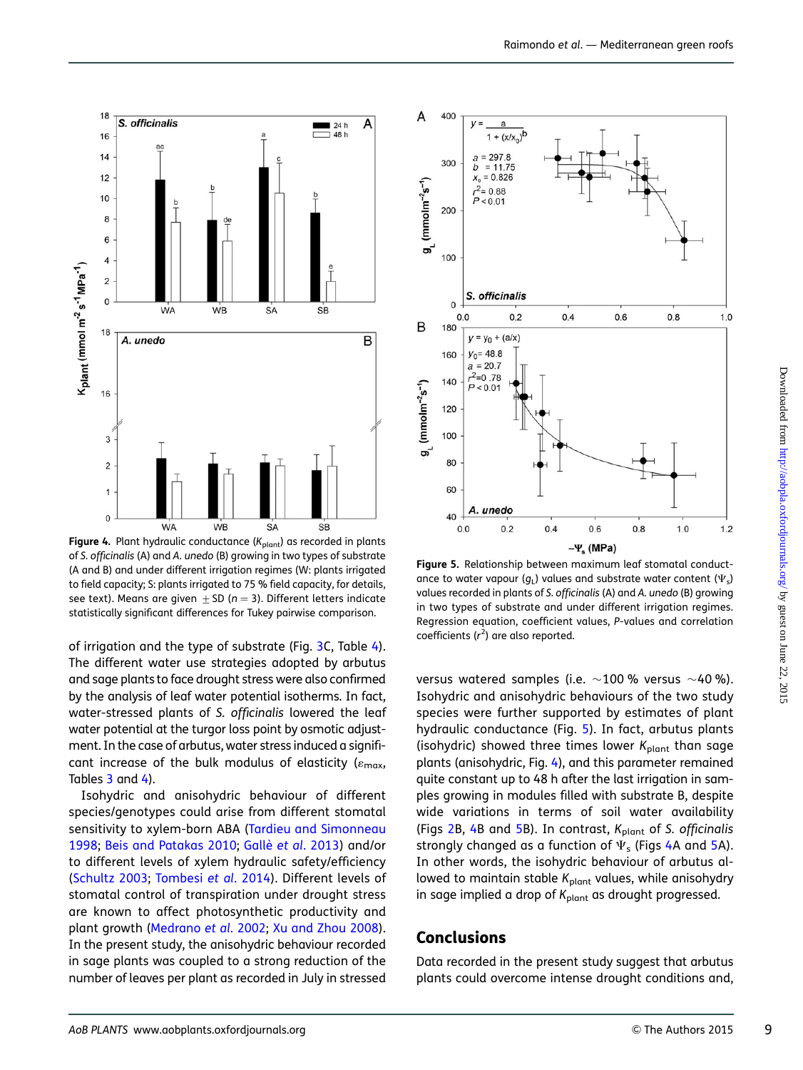Figure 4. Plant hydraulic conductance ($K_{plant}$) as recorded in plants of *S. officinalis* (A) and *A. unedo* (B) growing in two types of substrate (A and B) and under different irrigation regimes (W: plants irrigated to field capacity; S: plants irrigated to 75 % field capacity, for details, see text). Means are given $\pm$SD ($n = 3$). Different letters indicate statistically significant differences for Tukey pairwise comparison.

Figure 5. Relationship between maximum leaf stomatal conductance to water vapour ($g_L$) values and substrate water content ($\Psi_s$) values recorded in plants of *S. officinalis* (A) and *A. unedo* (B) growing in two types of substrate and under different irrigation regimes. Regression equation, coefficient values, *P*-values and correlation coefficients ($r^2$) are also reported.

of irrigation and the type of substrate (Fig. 3C, Table 4). The different water use strategies adopted by arbutus and sage plants to face drought stress were also confirmed by the analysis of leaf water potential isotherms. In fact, water-stressed plants of *S. officinalis* lowered the leaf water potential at the turgor loss point by osmotic adjustment. In the case of arbutus, water stress induced a significant increase of the bulk modulus of elasticity ($\varepsilon_{max}$, Tables 3 and 4).

Isohydric and anisohydric behaviour of different species/genotypes could arise from different stomatal sensitivity to xylem-born ABA (Tardieu and Simonneau 1998; Beis and Patakas 2010; Gallè *et al.* 2013) and/or to different levels of xylem hydraulic safety/efficiency (Schultz 2003; Tombesi *et al.* 2014). Different levels of stomatal control of transpiration under drought stress are known to affect photosynthetic productivity and plant growth (Medrano *et al.* 2002; Xu and Zhou 2008). In the present study, the anisohydric behaviour recorded in sage plants was coupled to a strong reduction of the number of leaves per plant as recorded in July in stressed versus watered samples (i.e. ~100 % versus ~40 %). Isohydric and anisohydric behaviours of the two study species were further supported by estimates of plant hydraulic conductance (Fig. 5). In fact, arbutus plants (isohydric) showed three times lower $K_{plant}$ than sage plants (anisohydric, Fig. 4), and this parameter remained quite constant up to 48 h after the last irrigation in samples growing in modules filled with substrate B, despite wide variations in terms of soil water availability (Figs 2B, 4B and 5B). In contrast, $K_{plant}$ of *S. officinalis* strongly changed as a function of $\Psi_s$ (Figs 4A and 5A). In other words, the isohydric behaviour of arbutus allowed to maintain stable $K_{plant}$ values, while anisohydry in sage implied a drop of $K_{plant}$ as drought progressed.

## Conclusions

Data recorded in the present study suggest that arbutus plants could overcome intense drought conditions and,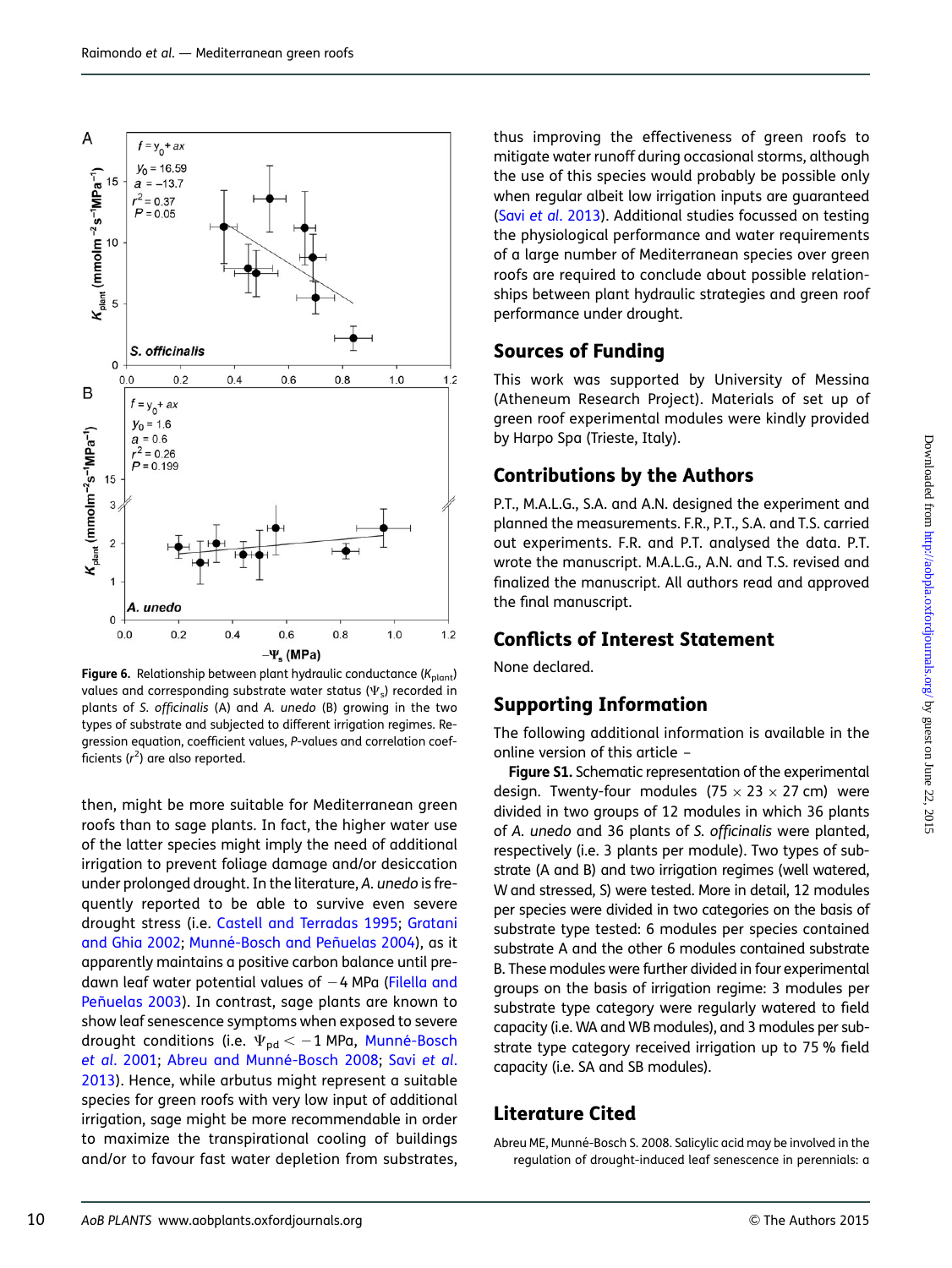Figure 6. Relationship between plant hydraulic conductance ($K_{plant}$) values and corresponding substrate water status ($\Psi_s$) recorded in plants of *S. officinalis* (A) and *A. unedo* (B) growing in the two types of substrate and subjected to different irrigation regimes. Regression equation, coefficient values, *P*-values and correlation coefficients ($r^2$) are also reported.

then, might be more suitable for Mediterranean green roofs than to sage plants. In fact, the higher water use of the latter species might imply the need of additional irrigation to prevent foliage damage and/or desiccation under prolonged drought. In the literature, *A. unedo* is frequently reported to be able to survive even severe drought stress (i.e. Castell and Terradas 1995; Gratani and Ghia 2002; Munné-Bosch and Peñuelas 2004), as it apparently maintains a positive carbon balance until predawn leaf water potential values of −4 MPa (Filella and Peñuelas 2003). In contrast, sage plants are known to show leaf senescence symptoms when exposed to severe drought conditions (i.e. $\Psi_{pd} < -1$ MPa, Munné-Bosch *et al.* 2001; Abreu and Munné-Bosch 2008; Savi *et al.* 2013). Hence, while arbutus might represent a suitable species for green roofs with very low input of additional irrigation, sage might be more recommendable in order to maximize the transpirational cooling of buildings and/or to favour fast water depletion from substrates, thus improving the effectiveness of green roofs to mitigate water runoff during occasional storms, although the use of this species would probably be possible only when regular albeit low irrigation inputs are guaranteed (Savi *et al.* 2013). Additional studies focussed on testing the physiological performance and water requirements of a large number of Mediterranean species over green roofs are required to conclude about possible relationships between plant hydraulic strategies and green roof performance under drought.

## Sources of Funding

This work was supported by University of Messina (Atheneum Research Project). Materials of set up of green roof experimental modules were kindly provided by Harpo Spa (Trieste, Italy).

## Contributions by the Authors

P.T., M.A.L.G., S.A. and A.N. designed the experiment and planned the measurements. F.R., P.T., S.A. and T.S. carried out experiments. F.R. and P.T. analysed the data. P.T. wrote the manuscript. M.A.L.G., A.N. and T.S. revised and finalized the manuscript. All authors read and approved the final manuscript.

## Conflicts of Interest Statement

None declared.

## Supporting Information

The following additional information is available in the online version of this article –

**Figure S1.** Schematic representation of the experimental design. Twenty-four modules (75 × 23 × 27 cm) were divided in two groups of 12 modules in which 36 plants of *A. unedo* and 36 plants of *S. officinalis* were planted, respectively (i.e. 3 plants per module). Two types of substrate (A and B) and two irrigation regimes (well watered, W and stressed, S) were tested. More in detail, 12 modules per species were divided in two categories on the basis of substrate type tested: 6 modules per species contained substrate A and the other 6 modules contained substrate B. These modules were further divided in four experimental groups on the basis of irrigation regime: 3 modules per substrate type category were regularly watered to field capacity (i.e. WA and WB modules), and 3 modules per substrate type category received irrigation up to 75 % field capacity (i.e. SA and SB modules).

## Literature Cited

Abreu ME, Munné-Bosch S. 2008. Salicylic acid may be involved in the regulation of drought-induced leaf senescence in perennials: a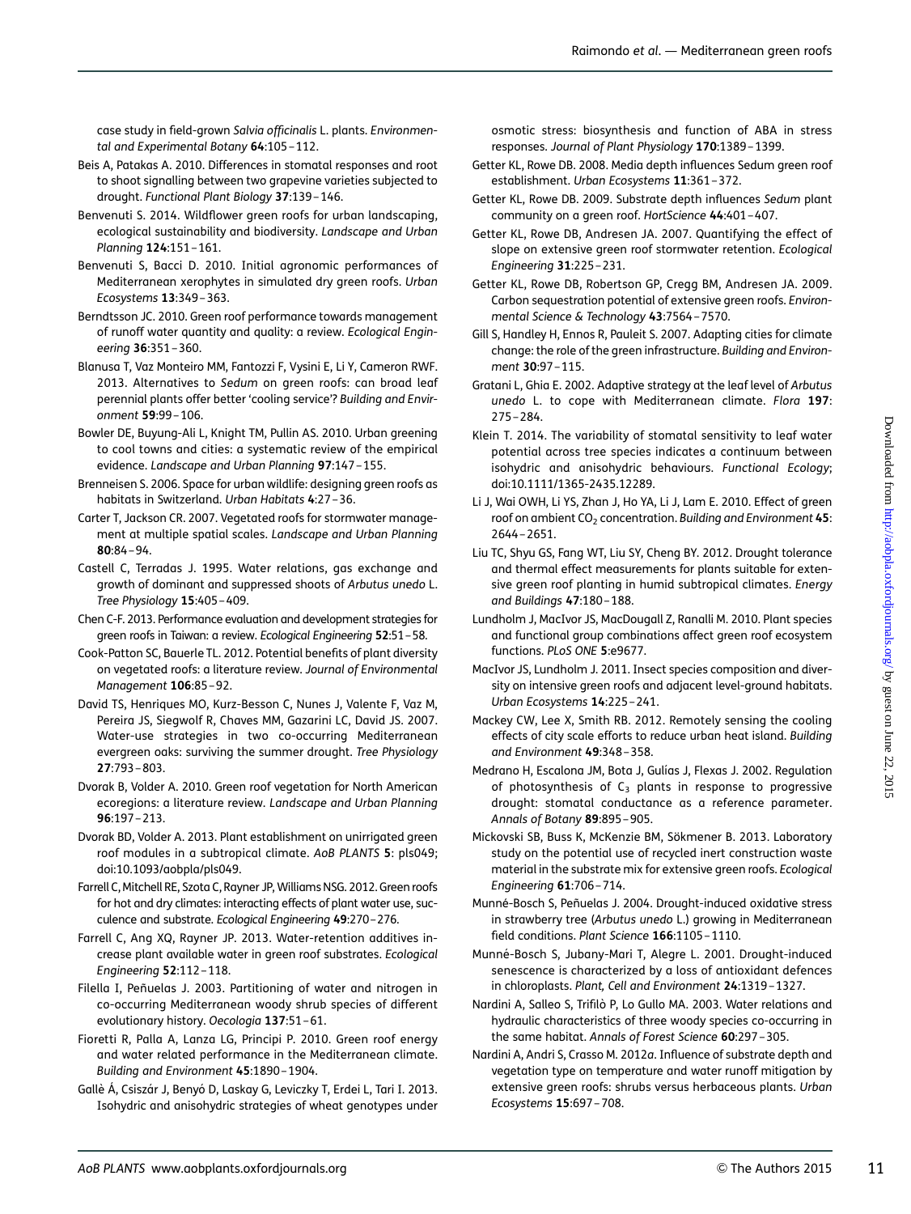case study in field-grown *Salvia officinalis* L. plants. *Environmental and Experimental Botany* **64**:105–112.

Beis A, Patakas A. 2010. Differences in stomatal responses and root to shoot signalling between two grapevine varieties subjected to drought. *Functional Plant Biology* **37**:139–146.

Benvenuti S. 2014. Wildflower green roofs for urban landscaping, ecological sustainability and biodiversity. *Landscape and Urban Planning* **124**:151–161.

Benvenuti S, Bacci D. 2010. Initial agronomic performances of Mediterranean xerophytes in simulated dry green roofs. *Urban Ecosystems* **13**:349–363.

Berndtsson JC. 2010. Green roof performance towards management of runoff water quantity and quality: a review. *Ecological Engineering* **36**:351–360.

Blanusa T, Vaz Monteiro MM, Fantozzi F, Vysini E, Li Y, Cameron RWF. 2013. Alternatives to *Sedum* on green roofs: can broad leaf perennial plants offer better 'cooling service'? *Building and Environment* **59**:99–106.

Bowler DE, Buyung-Ali L, Knight TM, Pullin AS. 2010. Urban greening to cool towns and cities: a systematic review of the empirical evidence. *Landscape and Urban Planning* **97**:147–155.

Brenneisen S. 2006. Space for urban wildlife: designing green roofs as habitats in Switzerland. *Urban Habitats* **4**:27–36.

Carter T, Jackson CR. 2007. Vegetated roofs for stormwater management at multiple spatial scales. *Landscape and Urban Planning* **80**:84–94.

Castell C, Terradas J. 1995. Water relations, gas exchange and growth of dominant and suppressed shoots of *Arbutus unedo* L. *Tree Physiology* **15**:405–409.

Chen C-F. 2013. Performance evaluation and development strategies for green roofs in Taiwan: a review. *Ecological Engineering* **52**:51–58.

Cook-Patton SC, Bauerle TL. 2012. Potential benefits of plant diversity on vegetated roofs: a literature review. *Journal of Environmental Management* **106**:85–92.

David TS, Henriques MO, Kurz-Besson C, Nunes J, Valente F, Vaz M, Pereira JS, Siegwolf R, Chaves MM, Gazarini LC, David JS. 2007. Water-use strategies in two co-occurring Mediterranean evergreen oaks: surviving the summer drought. *Tree Physiology* **27**:793–803.

Dvorak B, Volder A. 2010. Green roof vegetation for North American ecoregions: a literature review. *Landscape and Urban Planning* **96**:197–213.

Dvorak BD, Volder A. 2013. Plant establishment on unirrigated green roof modules in a subtropical climate. *AoB PLANTS* **5**: pls049; doi:10.1093/aobpla/pls049.

Farrell C, Mitchell RE, Szota C, Rayner JP, Williams NSG. 2012. Green roofs for hot and dry climates: interacting effects of plant water use, succulence and substrate. *Ecological Engineering* **49**:270–276.

Farrell C, Ang XQ, Rayner JP. 2013. Water-retention additives increase plant available water in green roof substrates. *Ecological Engineering* **52**:112–118.

Filella I, Peñuelas J. 2003. Partitioning of water and nitrogen in co-occurring Mediterranean woody shrub species of different evolutionary history. *Oecologia* **137**:51–61.

Fioretti R, Palla A, Lanza LG, Principi P. 2010. Green roof energy and water related performance in the Mediterranean climate. *Building and Environment* **45**:1890–1904.

Gallè Á, Csiszár J, Benyó D, Laskay G, Leviczky T, Erdei L, Tari I. 2013. Isohydric and anisohydric strategies of wheat genotypes under osmotic stress: biosynthesis and function of ABA in stress responses. *Journal of Plant Physiology* **170**:1389–1399.

Getter KL, Rowe DB. 2008. Media depth influences Sedum green roof establishment. *Urban Ecosystems* **11**:361–372.

Getter KL, Rowe DB. 2009. Substrate depth influences *Sedum* plant community on a green roof. *HortScience* **44**:401–407.

Getter KL, Rowe DB, Andresen JA. 2007. Quantifying the effect of slope on extensive green roof stormwater retention. *Ecological Engineering* **31**:225–231.

Getter KL, Rowe DB, Robertson GP, Cregg BM, Andresen JA. 2009. Carbon sequestration potential of extensive green roofs. *Environmental Science & Technology* **43**:7564–7570.

Gill S, Handley H, Ennos R, Pauleit S. 2007. Adapting cities for climate change: the role of the green infrastructure. *Building and Environment* **30**:97–115.

Gratani L, Ghia E. 2002. Adaptive strategy at the leaf level of *Arbutus unedo* L. to cope with Mediterranean climate. *Flora* **197**: 275–284.

Klein T. 2014. The variability of stomatal sensitivity to leaf water potential across tree species indicates a continuum between isohydric and anisohydric behaviours. *Functional Ecology*; doi:10.1111/1365-2435.12289.

Li J, Wai OWH, Li YS, Zhan J, Ho YA, Li J, Lam E. 2010. Effect of green roof on ambient $CO_2$ concentration. *Building and Environment* **45**: 2644–2651.

Liu TC, Shyu GS, Fang WT, Liu SY, Cheng BY. 2012. Drought tolerance and thermal effect measurements for plants suitable for extensive green roof planting in humid subtropical climates. *Energy and Buildings* **47**:180–188.

Lundholm J, MacIvor JS, MacDougall Z, Ranalli M. 2010. Plant species and functional group combinations affect green roof ecosystem functions. *PLoS ONE* **5**:e9677.

MacIvor JS, Lundholm J. 2011. Insect species composition and diversity on intensive green roofs and adjacent level-ground habitats. *Urban Ecosystems* **14**:225–241.

Mackey CW, Lee X, Smith RB. 2012. Remotely sensing the cooling effects of city scale efforts to reduce urban heat island. *Building and Environment* **49**:348–358.

Medrano H, Escalona JM, Bota J, Gulías J, Flexas J. 2002. Regulation of photosynthesis of $C_3$ plants in response to progressive drought: stomatal conductance as a reference parameter. *Annals of Botany* **89**:895–905.

Mickovski SB, Buss K, McKenzie BM, Sökmener B. 2013. Laboratory study on the potential use of recycled inert construction waste material in the substrate mix for extensive green roofs. *Ecological Engineering* **61**:706–714.

Munné-Bosch S, Peñuelas J. 2004. Drought-induced oxidative stress in strawberry tree (*Arbutus unedo* L.) growing in Mediterranean field conditions. *Plant Science* **166**:1105–1110.

Munné-Bosch S, Jubany-Mari T, Alegre L. 2001. Drought-induced senescence is characterized by a loss of antioxidant defences in chloroplasts. *Plant, Cell and Environment* **24**:1319–1327.

Nardini A, Salleo S, Trifilò P, Lo Gullo MA. 2003. Water relations and hydraulic characteristics of three woody species co-occurring in the same habitat. *Annals of Forest Science* **60**:297–305.

Nardini A, Andri S, Crasso M. 2012*a*. Influence of substrate depth and vegetation type on temperature and water runoff mitigation by extensive green roofs: shrubs versus herbaceous plants. *Urban Ecosystems* **15**:697–708.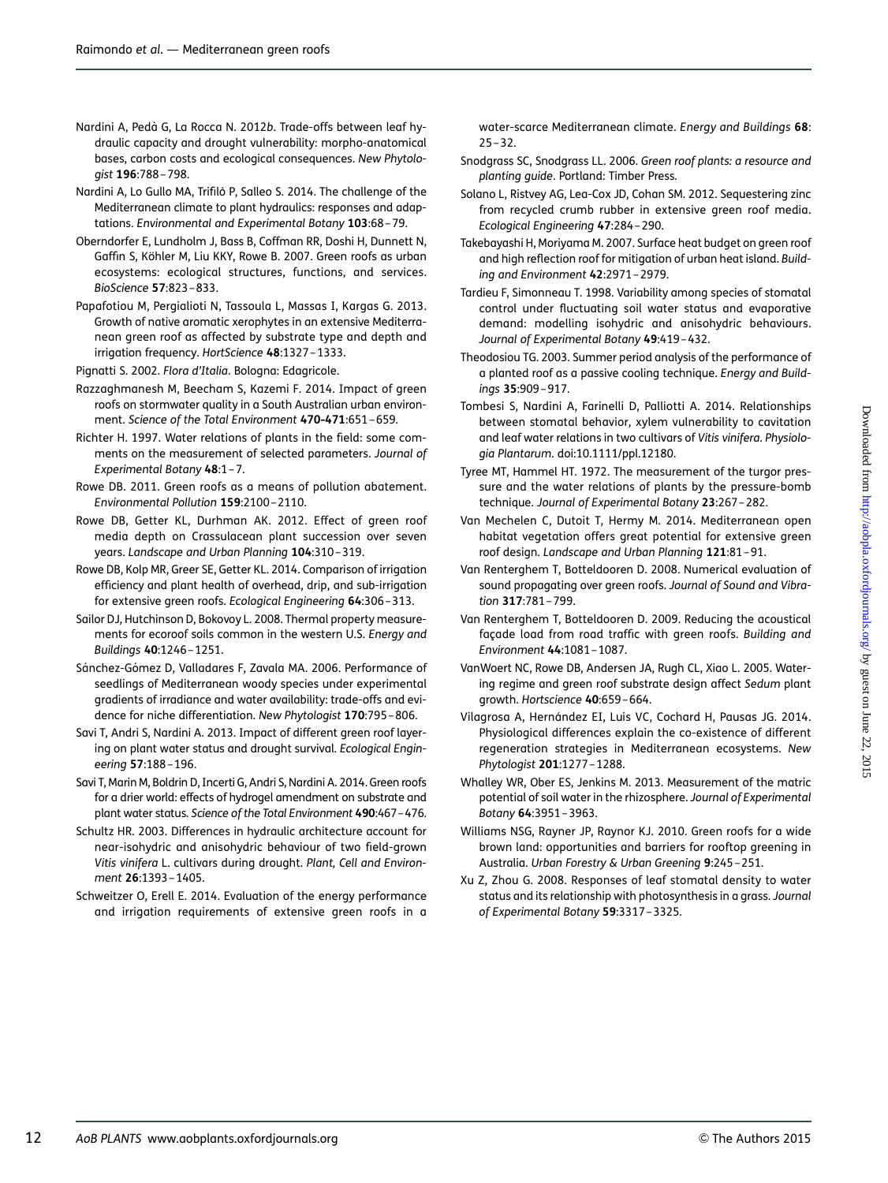Nardini A, Pedà G, La Rocca N. 2012b. Trade-offs between leaf hydraulic capacity and drought vulnerability: morpho-anatomical bases, carbon costs and ecological consequences. *New Phytologist* **196**:788–798.

Nardini A, Lo Gullo MA, Trifilò P, Salleo S. 2014. The challenge of the Mediterranean climate to plant hydraulics: responses and adaptations. *Environmental and Experimental Botany* **103**:68–79.

Oberndorfer E, Lundholm J, Bass B, Coffman RR, Doshi H, Dunnett N, Gaffin S, Köhler M, Liu KKY, Rowe B. 2007. Green roofs as urban ecosystems: ecological structures, functions, and services. *BioScience* **57**:823–833.

Papafotiou M, Pergialioti N, Tassoula L, Massas I, Kargas G. 2013. Growth of native aromatic xerophytes in an extensive Mediterranean green roof as affected by substrate type and depth and irrigation frequency. *HortScience* **48**:1327–1333.

Pignatti S. 2002. *Flora d'Italia*. Bologna: Edagricole.

Razzaghmanesh M, Beecham S, Kazemi F. 2014. Impact of green roofs on stormwater quality in a South Australian urban environment. *Science of the Total Environment* **470-471**:651–659.

Richter H. 1997. Water relations of plants in the field: some comments on the measurement of selected parameters. *Journal of Experimental Botany* **48**:1–7.

Rowe DB. 2011. Green roofs as a means of pollution abatement. *Environmental Pollution* **159**:2100–2110.

Rowe DB, Getter KL, Durhman AK. 2012. Effect of green roof media depth on Crassulacean plant succession over seven years. *Landscape and Urban Planning* **104**:310–319.

Rowe DB, Kolp MR, Greer SE, Getter KL. 2014. Comparison of irrigation efficiency and plant health of overhead, drip, and sub-irrigation for extensive green roofs. *Ecological Engineering* **64**:306–313.

Sailor DJ, Hutchinson D, Bokovoy L. 2008. Thermal property measurements for ecoroof soils common in the western U.S. *Energy and Buildings* **40**:1246–1251.

Sánchez-Gómez D, Valladares F, Zavala MA. 2006. Performance of seedlings of Mediterranean woody species under experimental gradients of irradiance and water availability: trade-offs and evidence for niche differentiation. *New Phytologist* **170**:795–806.

Savi T, Andri S, Nardini A. 2013. Impact of different green roof layering on plant water status and drought survival. *Ecological Engineering* **57**:188–196.

Savi T, Marin M, Boldrin D, Incerti G, Andri S, Nardini A. 2014. Green roofs for a drier world: effects of hydrogel amendment on substrate and plant water status. *Science of the Total Environment* **490**:467–476.

Schultz HR. 2003. Differences in hydraulic architecture account for near-isohydric and anisohydric behaviour of two field-grown *Vitis vinifera* L. cultivars during drought. *Plant, Cell and Environment* **26**:1393–1405.

Schweitzer O, Erell E. 2014. Evaluation of the energy performance and irrigation requirements of extensive green roofs in a water-scarce Mediterranean climate. *Energy and Buildings* **68**:25–32.

Snodgrass SC, Snodgrass LL. 2006. *Green roof plants: a resource and planting guide*. Portland: Timber Press.

Solano L, Ristvey AG, Lea-Cox JD, Cohan SM. 2012. Sequestering zinc from recycled crumb rubber in extensive green roof media. *Ecological Engineering* **47**:284–290.

Takebayashi H, Moriyama M. 2007. Surface heat budget on green roof and high reflection roof for mitigation of urban heat island. *Building and Environment* **42**:2971–2979.

Tardieu F, Simonneau T. 1998. Variability among species of stomatal control under fluctuating soil water status and evaporative demand: modelling isohydric and anisohydric behaviours. *Journal of Experimental Botany* **49**:419–432.

Theodosiou TG. 2003. Summer period analysis of the performance of a planted roof as a passive cooling technique. *Energy and Buildings* **35**:909–917.

Tombesi S, Nardini A, Farinelli D, Palliotti A. 2014. Relationships between stomatal behavior, xylem vulnerability to cavitation and leaf water relations in two cultivars of *Vitis vinifera*. *Physiologia Plantarum*. doi:10.1111/ppl.12180.

Tyree MT, Hammel HT. 1972. The measurement of the turgor pressure and the water relations of plants by the pressure-bomb technique. *Journal of Experimental Botany* **23**:267–282.

Van Mechelen C, Dutoit T, Hermy M. 2014. Mediterranean open habitat vegetation offers great potential for extensive green roof design. *Landscape and Urban Planning* **121**:81–91.

Van Renterghem T, Botteldooren D. 2008. Numerical evaluation of sound propagating over green roofs. *Journal of Sound and Vibration* **317**:781–799.

Van Renterghem T, Botteldooren D. 2009. Reducing the acoustical façade load from road traffic with green roofs. *Building and Environment* **44**:1081–1087.

VanWoert NC, Rowe DB, Andersen JA, Rugh CL, Xiao L. 2005. Watering regime and green roof substrate design affect *Sedum* plant growth. *Hortscience* **40**:659–664.

Vilagrosa A, Hernández EI, Luis VC, Cochard H, Pausas JG. 2014. Physiological differences explain the co-existence of different regeneration strategies in Mediterranean ecosystems. *New Phytologist* **201**:1277–1288.

Whalley WR, Ober ES, Jenkins M. 2013. Measurement of the matric potential of soil water in the rhizosphere. *Journal of Experimental Botany* **64**:3951–3963.

Williams NSG, Rayner JP, Raynor KJ. 2010. Green roofs for a wide brown land: opportunities and barriers for rooftop greening in Australia. *Urban Forestry & Urban Greening* **9**:245–251.

Xu Z, Zhou G. 2008. Responses of leaf stomatal density to water status and its relationship with photosynthesis in a grass. *Journal of Experimental Botany* **59**:3317–3325.